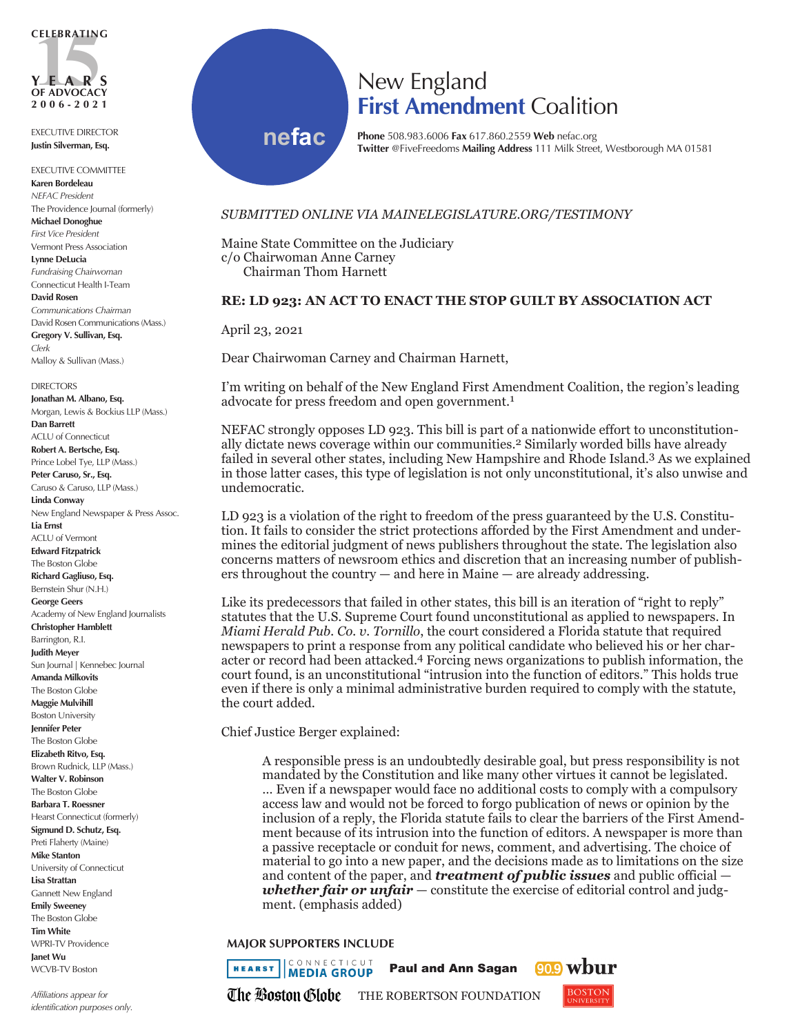CELEBRATING 15 YEARS OF ADVOCACY 2006-2021

EXECUTIVE DIRECTOR
**Justin Silverman, Esq.**

EXECUTIVE COMMITTEE
**Karen Bordeleau**
*NEFAC President*
The Providence Journal (formerly)
**Michael Donoghue**
*First Vice President*
Vermont Press Association
**Lynne DeLucia**
*Fundraising Chairwoman*
Connecticut Health I-Team
**David Rosen**
*Communications Chairman*
David Rosen Communications (Mass.)
**Gregory V. Sullivan, Esq.**
*Clerk*
Malloy & Sullivan (Mass.)

DIRECTORS
**Jonathan M. Albano, Esq.**
Morgan, Lewis & Bockius LLP (Mass.)
**Dan Barrett**
ACLU of Connecticut
**Robert A. Bertsche, Esq.**
Prince Lobel Tye, LLP (Mass.)
**Peter Caruso, Sr., Esq.**
Caruso & Caruso, LLP (Mass.)
**Linda Conway**
New England Newspaper & Press Assoc.
**Lia Ernst**
ACLU of Vermont
**Edward Fitzpatrick**
The Boston Globe
**Richard Gagliuso, Esq.**
Bernstein Shur (N.H.)
**George Geers**
Academy of New England Journalists
**Christopher Hamblett**
Barrington, R.I.
**Judith Meyer**
Sun Journal | Kennebec Journal
**Amanda Milkovits**
The Boston Globe
**Maggie Mulvihill**
Boston University
**Jennifer Peter**
The Boston Globe
**Elizabeth Ritvo, Esq.**
Brown Rudnick, LLP (Mass.)
**Walter V. Robinson**
The Boston Globe
**Barbara T. Roessner**
Hearst Connecticut (formerly)
**Sigmund D. Schutz, Esq.**
Preti Flaherty (Maine)
**Mike Stanton**
University of Connecticut
**Lisa Strattan**
Gannett New England
**Emily Sweeney**
The Boston Globe
**Tim White**
WPRI-TV Providence
**Janet Wu**
WCVB-TV Boston

*Affiliations appear for identification purposes only.*

nefac

# New England **First Amendment** Coalition

**Phone** 508.983.6006 **Fax** 617.860.2559 **Web** nefac.org
**Twitter** @FiveFreedoms **Mailing Address** 111 Milk Street, Westborough MA 01581

*SUBMITTED ONLINE VIA MAINELEGISLATURE.ORG/TESTIMONY*

Maine State Committee on the Judiciary
c/o Chairwoman Anne Carney
Chairman Thom Harnett

**RE: LD 923: AN ACT TO ENACT THE STOP GUILT BY ASSOCIATION ACT**

April 23, 2021

Dear Chairwoman Carney and Chairman Harnett,

I'm writing on behalf of the New England First Amendment Coalition, the region's leading advocate for press freedom and open government.[1]

NEFAC strongly opposes LD 923. This bill is part of a nationwide effort to unconstitutionally dictate news coverage within our communities.[2] Similarly worded bills have already failed in several other states, including New Hampshire and Rhode Island.[3] As we explained in those latter cases, this type of legislation is not only unconstitutional, it's also unwise and undemocratic.

LD 923 is a violation of the right to freedom of the press guaranteed by the U.S. Constitution. It fails to consider the strict protections afforded by the First Amendment and undermines the editorial judgment of news publishers throughout the state. The legislation also concerns matters of newsroom ethics and discretion that an increasing number of publishers throughout the country — and here in Maine — are already addressing.

Like its predecessors that failed in other states, this bill is an iteration of "right to reply" statutes that the U.S. Supreme Court found unconstitutional as applied to newspapers. In *Miami Herald Pub. Co. v. Tornillo*, the court considered a Florida statute that required newspapers to print a response from any political candidate who believed his or her character or record had been attacked.[4] Forcing news organizations to publish information, the court found, is an unconstitutional "intrusion into the function of editors." This holds true even if there is only a minimal administrative burden required to comply with the statute, the court added.

Chief Justice Berger explained:

> A responsible press is an undoubtedly desirable goal, but press responsibility is not mandated by the Constitution and like many other virtues it cannot be legislated. ... Even if a newspaper would face no additional costs to comply with a compulsory access law and would not be forced to forgo publication of news or opinion by the inclusion of a reply, the Florida statute fails to clear the barriers of the First Amendment because of its intrusion into the function of editors. A newspaper is more than a passive receptacle or conduit for news, comment, and advertising. The choice of material to go into a new paper, and the decisions made as to limitations on the size and content of the paper, and ***treatment of public issues*** and public official — ***whether fair or unfair*** — constitute the exercise of editorial control and judgment. (emphasis added)

**MAJOR SUPPORTERS INCLUDE**

Hearst Connecticut Media Group · Paul and Ann Sagan · 90.9 wbur · The Boston Globe · The Robertson Foundation · Boston University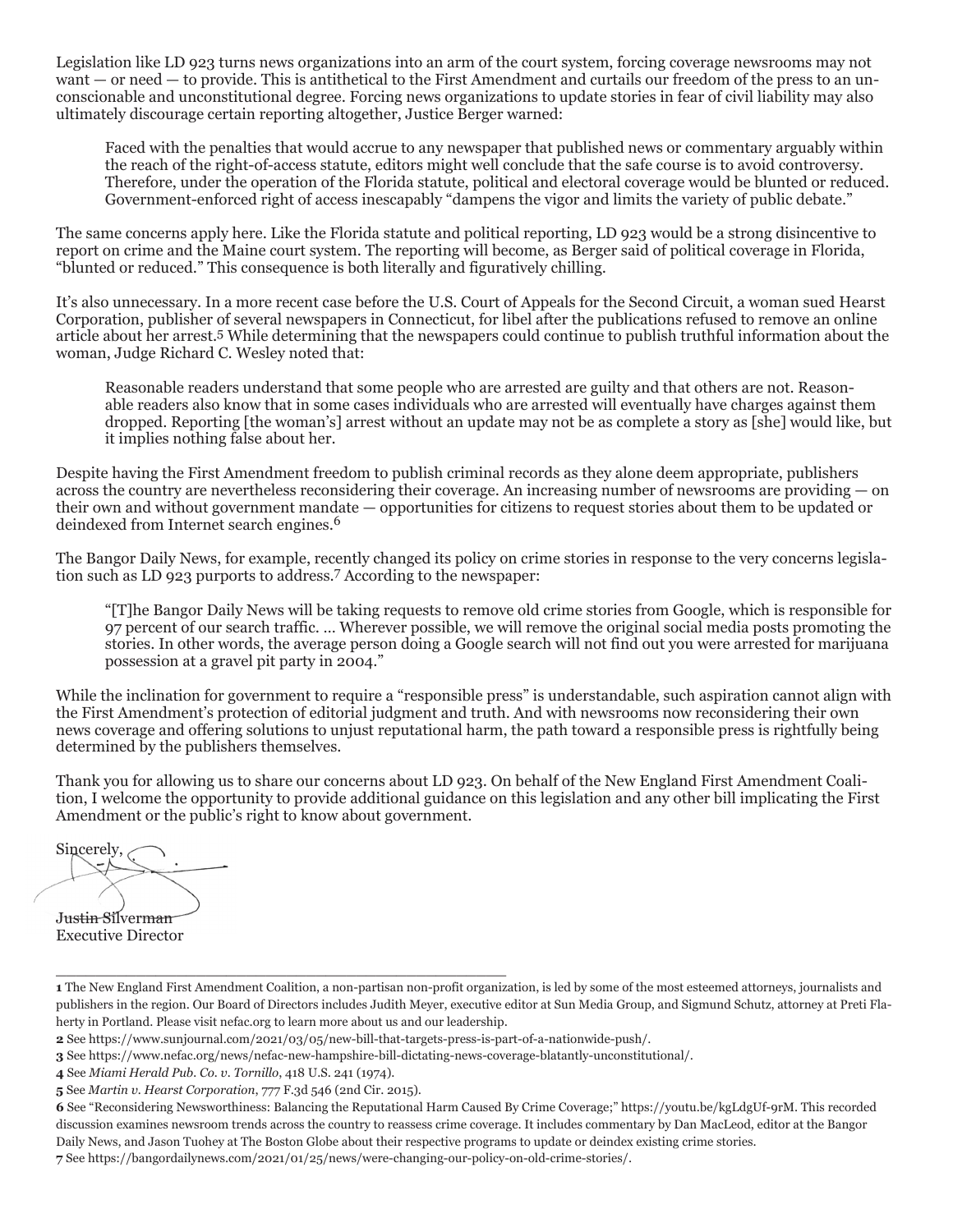Legislation like LD 923 turns news organizations into an arm of the court system, forcing coverage newsrooms may not want — or need — to provide. This is antithetical to the First Amendment and curtails our freedom of the press to an unconscionable and unconstitutional degree. Forcing news organizations to update stories in fear of civil liability may also ultimately discourage certain reporting altogether, Justice Berger warned:

> Faced with the penalties that would accrue to any newspaper that published news or commentary arguably within the reach of the right-of-access statute, editors might well conclude that the safe course is to avoid controversy. Therefore, under the operation of the Florida statute, political and electoral coverage would be blunted or reduced. Government-enforced right of access inescapably "dampens the vigor and limits the variety of public debate."

The same concerns apply here. Like the Florida statute and political reporting, LD 923 would be a strong disincentive to report on crime and the Maine court system. The reporting will become, as Berger said of political coverage in Florida, "blunted or reduced." This consequence is both literally and figuratively chilling.

It's also unnecessary. In a more recent case before the U.S. Court of Appeals for the Second Circuit, a woman sued Hearst Corporation, publisher of several newspapers in Connecticut, for libel after the publications refused to remove an online article about her arrest.[5] While determining that the newspapers could continue to publish truthful information about the woman, Judge Richard C. Wesley noted that:

> Reasonable readers understand that some people who are arrested are guilty and that others are not. Reasonable readers also know that in some cases individuals who are arrested will eventually have charges against them dropped. Reporting [the woman's] arrest without an update may not be as complete a story as [she] would like, but it implies nothing false about her.

Despite having the First Amendment freedom to publish criminal records as they alone deem appropriate, publishers across the country are nevertheless reconsidering their coverage. An increasing number of newsrooms are providing — on their own and without government mandate — opportunities for citizens to request stories about them to be updated or deindexed from Internet search engines.[6]

The Bangor Daily News, for example, recently changed its policy on crime stories in response to the very concerns legislation such as LD 923 purports to address.[7] According to the newspaper:

> "[T]he Bangor Daily News will be taking requests to remove old crime stories from Google, which is responsible for 97 percent of our search traffic. … Wherever possible, we will remove the original social media posts promoting the stories. In other words, the average person doing a Google search will not find out you were arrested for marijuana possession at a gravel pit party in 2004."

While the inclination for government to require a "responsible press" is understandable, such aspiration cannot align with the First Amendment's protection of editorial judgment and truth. And with newsrooms now reconsidering their own news coverage and offering solutions to unjust reputational harm, the path toward a responsible press is rightfully being determined by the publishers themselves.

Thank you for allowing us to share our concerns about LD 923. On behalf of the New England First Amendment Coalition, I welcome the opportunity to provide additional guidance on this legislation and any other bill implicating the First Amendment or the public's right to know about government.

Sincerely,

Justin Silverman
Executive Director

---

**1** The New England First Amendment Coalition, a non-partisan non-profit organization, is led by some of the most esteemed attorneys, journalists and publishers in the region. Our Board of Directors includes Judith Meyer, executive editor at Sun Media Group, and Sigmund Schutz, attorney at Preti Flaherty in Portland. Please visit nefac.org to learn more about us and our leadership.

**2** See https://www.sunjournal.com/2021/03/05/new-bill-that-targets-press-is-part-of-a-nationwide-push/.

**3** See https://www.nefac.org/news/nefac-new-hampshire-bill-dictating-news-coverage-blatantly-unconstitutional/.

**4** See *Miami Herald Pub. Co. v. Tornillo*, 418 U.S. 241 (1974).

**5** See *Martin v. Hearst Corporation*, 777 F.3d 546 (2nd Cir. 2015).

**6** See "Reconsidering Newsworthiness: Balancing the Reputational Harm Caused By Crime Coverage;" https://youtu.be/kgLdgUf-9rM. This recorded discussion examines newsroom trends across the country to reassess crime coverage. It includes commentary by Dan MacLeod, editor at the Bangor Daily News, and Jason Tuohey at The Boston Globe about their respective programs to update or deindex existing crime stories.

**7** See https://bangordailynews.com/2021/01/25/news/were-changing-our-policy-on-old-crime-stories/.